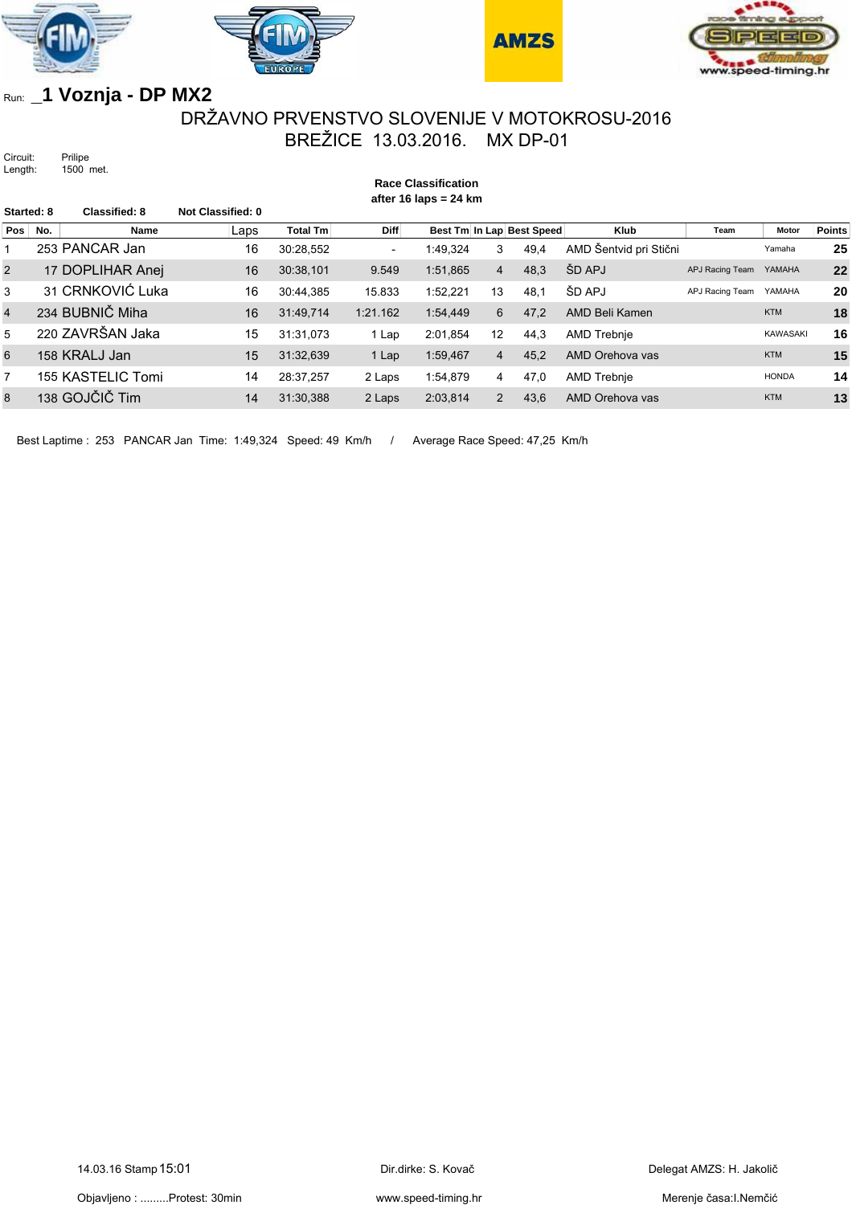Run: _1 Voznja - DP MX2

# DRŽAVNO PRVENSTVO SLOVENIJE V MOTOKROSU-2016

## BREŽICE 13.03.2016. MX DP-01

Circuit: Prilipe
Length: 1500 met.

**Race Classification**
**after 16 laps = 24 km**

**Started: 8** **Classified: 8** **Not Classified: 0**

| Pos | No. | Name | Laps | Total Tm | Diff | Best Tm | In Lap | Best Speed | Klub | Team | Motor | Points |
|---|---|---|---|---|---|---|---|---|---|---|---|---|
| 1 | 253 | PANCAR Jan | 16 | 30:28,552 | - | 1:49,324 | 3 | 49,4 | AMD Šentvid pri Stični | | Yamaha | 25 |
| 2 | 17 | DOPLIHAR Anej | 16 | 30:38,101 | 9.549 | 1:51,865 | 4 | 48,3 | ŠD APJ | APJ Racing Team | YAMAHA | 22 |
| 3 | 31 | CRNKOVIĆ Luka | 16 | 30:44,385 | 15.833 | 1:52,221 | 13 | 48,1 | ŠD APJ | APJ Racing Team | YAMAHA | 20 |
| 4 | 234 | BUBNIČ Miha | 16 | 31:49,714 | 1:21.162 | 1:54,449 | 6 | 47,2 | AMD Beli Kamen | | KTM | 18 |
| 5 | 220 | ZAVRŠAN Jaka | 15 | 31:31,073 | 1 Lap | 2:01,854 | 12 | 44,3 | AMD Trebnje | | KAWASAKI | 16 |
| 6 | 158 | KRALJ Jan | 15 | 31:32,639 | 1 Lap | 1:59,467 | 4 | 45,2 | AMD Orehova vas | | KTM | 15 |
| 7 | 155 | KASTELIC Tomi | 14 | 28:37,257 | 2 Laps | 1:54,879 | 4 | 47,0 | AMD Trebnje | | HONDA | 14 |
| 8 | 138 | GOJČIČ Tim | 14 | 31:30,388 | 2 Laps | 2:03,814 | 2 | 43,6 | AMD Orehova vas | | KTM | 13 |

Best Laptime : 253 PANCAR Jan Time: 1:49,324 Speed: 49 Km/h / Average Race Speed: 47,25 Km/h

14.03.16 Stamp 15:01    Dir.dirke: S. Kovač    Delegat AMZS: H. Jakolič

Objavljeno : .........Protest: 30min    www.speed-timing.hr    Merenje časa:I.Nemčić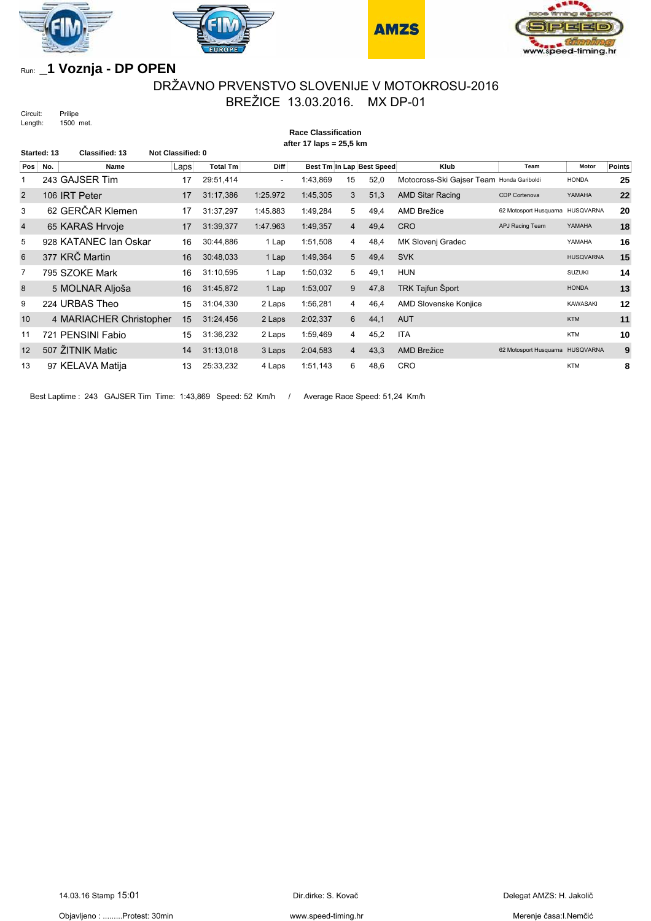Run: _1 Voznja - DP OPEN

## DRŽAVNO PRVENSTVO SLOVENIJE V MOTOKROSU-2016

## BREŽICE 13.03.2016. MX DP-01

Circuit: Prilipe
Length: 1500 met.

**Race Classification**
**after 17 laps = 25,5 km**

**Started: 13** **Classified: 13** **Not Classified: 0**

| Pos | No. | Name | Laps | Total Tm | Diff | Best Tm | In Lap | Best Speed | Klub | Team | Motor | Points |
|---|---|---|---|---|---|---|---|---|---|---|---|---|
| 1 | 243 | GAJSER Tim | 17 | 29:51,414 | - | 1:43,869 | 15 | 52,0 | Motocross-Ski Gajser Team | Honda Gariboldi | HONDA | 25 |
| 2 | 106 | IRT Peter | 17 | 31:17,386 | 1:25.972 | 1:45,305 | 3 | 51,3 | AMD Sitar Racing | CDP Cortenova | YAMAHA | 22 |
| 3 | 62 | GERČAR Klemen | 17 | 31:37,297 | 1:45.883 | 1:49,284 | 5 | 49,4 | AMD Brežice | 62 Motosport Husqvarna | HUSQVARNA | 20 |
| 4 | 65 | KARAS Hrvoje | 17 | 31:39,377 | 1:47.963 | 1:49,357 | 4 | 49,4 | CRO | APJ Racing Team | YAMAHA | 18 |
| 5 | 928 | KATANEC Ian Oskar | 16 | 30:44,886 | 1 Lap | 1:51,508 | 4 | 48,4 | MK Slovenj Gradec | | YAMAHA | 16 |
| 6 | 377 | KRČ Martin | 16 | 30:48,033 | 1 Lap | 1:49,364 | 5 | 49,4 | SVK | | HUSQVARNA | 15 |
| 7 | 795 | SZOKE Mark | 16 | 31:10,595 | 1 Lap | 1:50,032 | 5 | 49,1 | HUN | | SUZUKI | 14 |
| 8 | 5 | MOLNAR Aljoša | 16 | 31:45,872 | 1 Lap | 1:53,007 | 9 | 47,8 | TRK Tajfun Šport | | HONDA | 13 |
| 9 | 224 | URBAS Theo | 15 | 31:04,330 | 2 Laps | 1:56,281 | 4 | 46,4 | AMD Slovenske Konjice | | KAWASAKI | 12 |
| 10 | 4 | MARIACHER Christopher | 15 | 31:24,456 | 2 Laps | 2:02,337 | 6 | 44,1 | AUT | | KTM | 11 |
| 11 | 721 | PENSINI Fabio | 15 | 31:36,232 | 2 Laps | 1:59,469 | 4 | 45,2 | ITA | | KTM | 10 |
| 12 | 507 | ŽITNIK Matic | 14 | 31:13,018 | 3 Laps | 2:04,583 | 4 | 43,3 | AMD Brežice | 62 Motosport Husqvarna | HUSQVARNA | 9 |
| 13 | 97 | KELAVA Matija | 13 | 25:33,232 | 4 Laps | 1:51,143 | 6 | 48,6 | CRO | | KTM | 8 |

Best Laptime : 243 GAJSER Tim Time: 1:43,869 Speed: 52 Km/h / Average Race Speed: 51,24 Km/h

14.03.16 Stamp 15:01 | Dir.dirke: S. Kovač | Delegat AMZS: H. Jakolič

Objavljeno : .........Protest: 30min | www.speed-timing.hr | Merenje časa:I.Nemčić